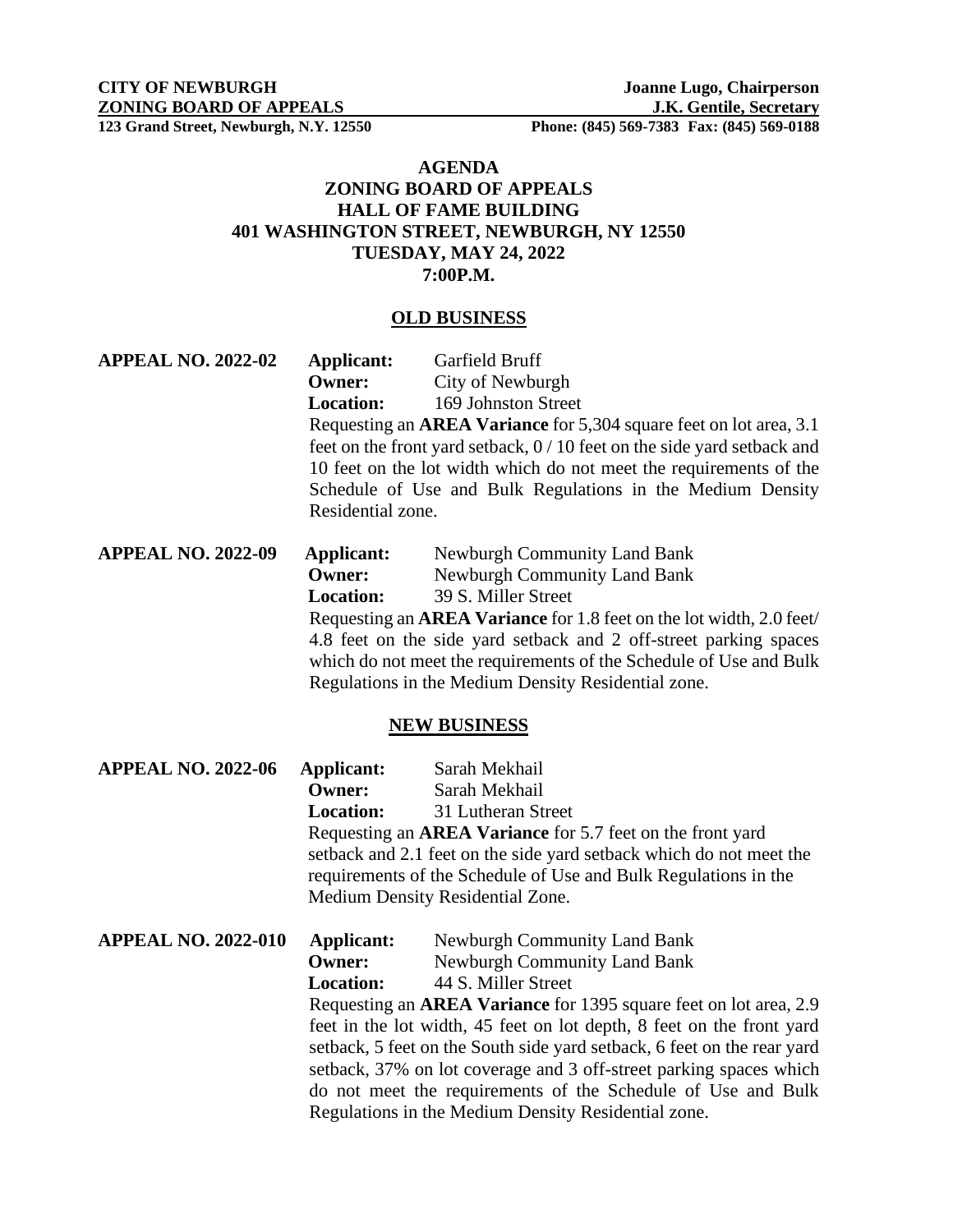**CITY OF NEWBURGH** **Joanne Lugo, Chairperson**
**ZONING BOARD OF APPEALS** **J.K. Gentile, Secretary**
**123 Grand Street, Newburgh, N.Y. 12550** **Phone: (845) 569-7383 Fax: (845) 569-0188**

# AGENDA
## ZONING BOARD OF APPEALS
## HALL OF FAME BUILDING
## 401 WASHINGTON STREET, NEWBURGH, NY 12550
## TUESDAY, MAY 24, 2022
## 7:00P.M.

### OLD BUSINESS

**APPEAL NO. 2022-02**
**Applicant:** Garfield Bruff
**Owner:** City of Newburgh
**Location:** 169 Johnston Street

Requesting an **AREA Variance** for 5,304 square feet on lot area, 3.1 feet on the front yard setback, 0 / 10 feet on the side yard setback and 10 feet on the lot width which do not meet the requirements of the Schedule of Use and Bulk Regulations in the Medium Density Residential zone.

**APPEAL NO. 2022-09**
**Applicant:** Newburgh Community Land Bank
**Owner:** Newburgh Community Land Bank
**Location:** 39 S. Miller Street

Requesting an **AREA Variance** for 1.8 feet on the lot width, 2.0 feet/ 4.8 feet on the side yard setback and 2 off-street parking spaces which do not meet the requirements of the Schedule of Use and Bulk Regulations in the Medium Density Residential zone.

### NEW BUSINESS

**APPEAL NO. 2022-06**
**Applicant:** Sarah Mekhail
**Owner:** Sarah Mekhail
**Location:** 31 Lutheran Street

Requesting an **AREA Variance** for 5.7 feet on the front yard setback and 2.1 feet on the side yard setback which do not meet the requirements of the Schedule of Use and Bulk Regulations in the Medium Density Residential Zone.

**APPEAL NO. 2022-010**
**Applicant:** Newburgh Community Land Bank
**Owner:** Newburgh Community Land Bank
**Location:** 44 S. Miller Street

Requesting an **AREA Variance** for 1395 square feet on lot area, 2.9 feet in the lot width, 45 feet on lot depth, 8 feet on the front yard setback, 5 feet on the South side yard setback, 6 feet on the rear yard setback, 37% on lot coverage and 3 off-street parking spaces which do not meet the requirements of the Schedule of Use and Bulk Regulations in the Medium Density Residential zone.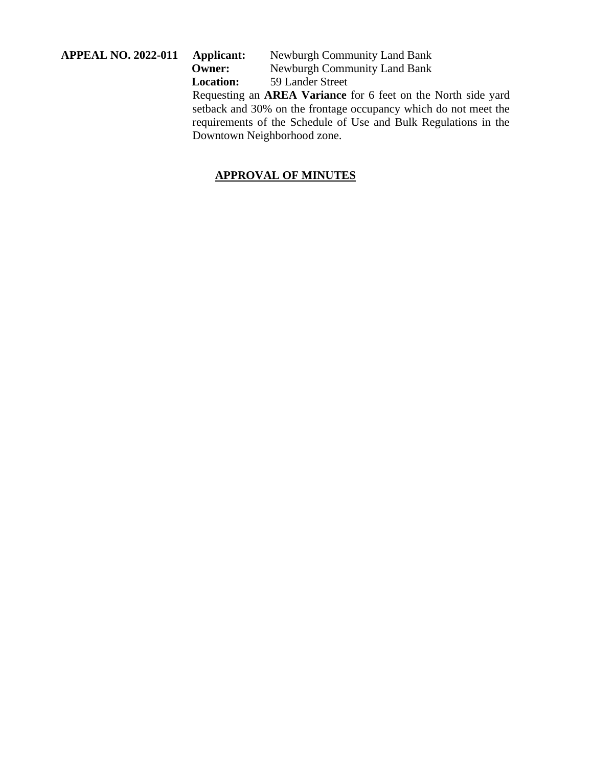**APPEAL NO. 2022-011**

**Applicant:** Newburgh Community Land Bank
**Owner:** Newburgh Community Land Bank
**Location:** 59 Lander Street

Requesting an **AREA Variance** for 6 feet on the North side yard setback and 30% on the frontage occupancy which do not meet the requirements of the Schedule of Use and Bulk Regulations in the Downtown Neighborhood zone.

## **APPROVAL OF MINUTES**